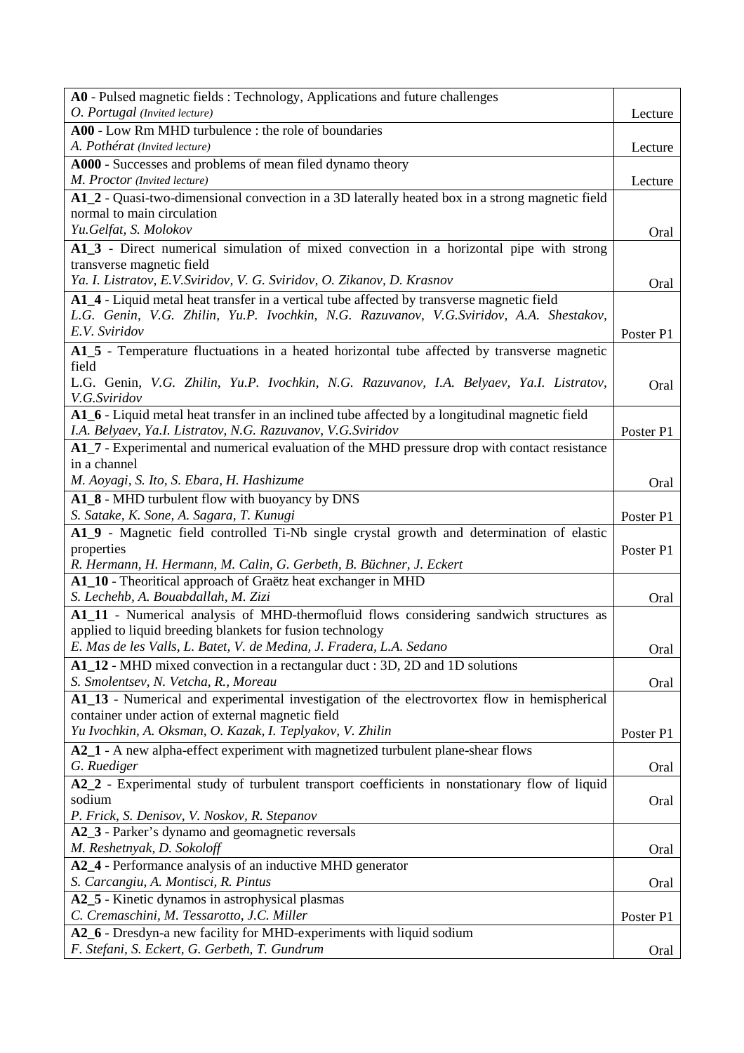| | |
|---|---|
| **A0** - Pulsed magnetic fields : Technology, Applications and future challenges<br>*O. Portugal (Invited lecture)* | Lecture |
| **A00** - Low Rm MHD turbulence : the role of boundaries<br>*A. Pothérat (Invited lecture)* | Lecture |
| **A000** - Successes and problems of mean filed dynamo theory<br>*M. Proctor (Invited lecture)* | Lecture |
| **A1_2** - Quasi-two-dimensional convection in a 3D laterally heated box in a strong magnetic field normal to main circulation<br>*Yu.Gelfat, S. Molokov* | Oral |
| **A1_3** - Direct numerical simulation of mixed convection in a horizontal pipe with strong transverse magnetic field<br>*Ya. I. Listratov, E.V.Sviridov, V. G. Sviridov, O. Zikanov, D. Krasnov* | Oral |
| **A1_4** - Liquid metal heat transfer in a vertical tube affected by transverse magnetic field<br>*L.G. Genin, V.G. Zhilin, Yu.P. Ivochkin, N.G. Razuvanov, V.G.Sviridov, A.A. Shestakov, E.V. Sviridov* | Poster P1 |
| **A1_5** - Temperature fluctuations in a heated horizontal tube affected by transverse magnetic field<br>L.G. Genin, *V.G. Zhilin, Yu.P. Ivochkin, N.G. Razuvanov, I.A. Belyaev, Ya.I. Listratov, V.G.Sviridov* | Oral |
| **A1_6** - Liquid metal heat transfer in an inclined tube affected by a longitudinal magnetic field<br>*I.A. Belyaev, Ya.I. Listratov, N.G. Razuvanov, V.G.Sviridov* | Poster P1 |
| **A1_7** - Experimental and numerical evaluation of the MHD pressure drop with contact resistance in a channel<br>*M. Aoyagi, S. Ito, S. Ebara, H. Hashizume* | Oral |
| **A1_8** - MHD turbulent flow with buoyancy by DNS<br>*S. Satake, K. Sone, A. Sagara, T. Kunugi* | Poster P1 |
| **A1_9** - Magnetic field controlled Ti-Nb single crystal growth and determination of elastic properties<br>*R. Hermann, H. Hermann, M. Calin, G. Gerbeth, B. Büchner, J. Eckert* | Poster P1 |
| **A1_10** - Theoritical approach of Graëtz heat exchanger in MHD<br>*S. Lechehb, A. Bouabdallah, M. Zizi* | Oral |
| **A1_11** - Numerical analysis of MHD-thermofluid flows considering sandwich structures as applied to liquid breeding blankets for fusion technology<br>*E. Mas de les Valls, L. Batet, V. de Medina, J. Fradera, L.A. Sedano* | Oral |
| **A1_12** - MHD mixed convection in a rectangular duct : 3D, 2D and 1D solutions<br>*S. Smolentsev, N. Vetcha, R., Moreau* | Oral |
| **A1_13** - Numerical and experimental investigation of the electrovortex flow in hemispherical container under action of external magnetic field<br>*Yu Ivochkin, A. Oksman, O. Kazak, I. Teplyakov, V. Zhilin* | Poster P1 |
| **A2_1** - A new alpha-effect experiment with magnetized turbulent plane-shear flows<br>*G. Ruediger* | Oral |
| **A2_2** - Experimental study of turbulent transport coefficients in nonstationary flow of liquid sodium<br>*P. Frick, S. Denisov, V. Noskov, R. Stepanov* | Oral |
| **A2_3** - Parker's dynamo and geomagnetic reversals<br>*M. Reshetnyak, D. Sokoloff* | Oral |
| **A2_4** - Performance analysis of an inductive MHD generator<br>*S. Carcangiu, A. Montisci, R. Pintus* | Oral |
| **A2_5** - Kinetic dynamos in astrophysical plasmas<br>*C. Cremaschini, M. Tessarotto, J.C. Miller* | Poster P1 |
| **A2_6** - Dresdyn-a new facility for MHD-experiments with liquid sodium<br>*F. Stefani, S. Eckert, G. Gerbeth, T. Gundrum* | Oral |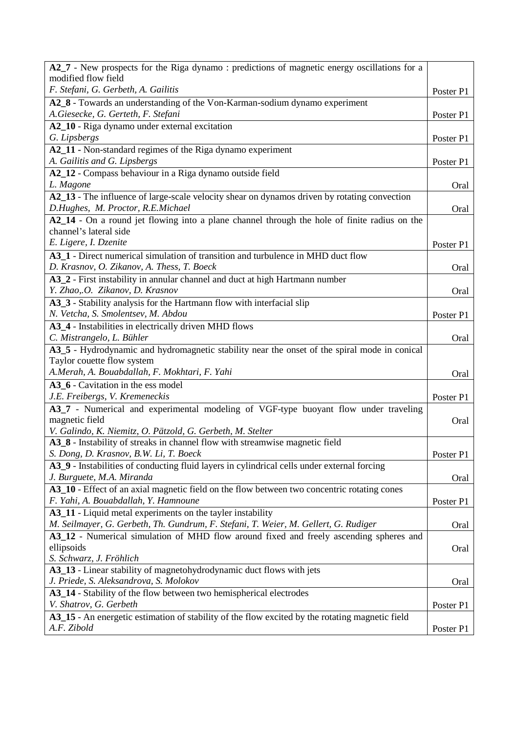| | |
|---|---|
| **A2_7** - New prospects for the Riga dynamo : predictions of magnetic energy oscillations for a modified flow field<br>*F. Stefani, G. Gerbeth, A. Gailitis* | Poster P1 |
| **A2_8** - Towards an understanding of the Von-Karman-sodium dynamo experiment<br>*A.Giesecke, G. Gerteth, F. Stefani* | Poster P1 |
| **A2_10** - Riga dynamo under external excitation<br>*G. Lipsbergs* | Poster P1 |
| **A2_11** - Non-standard regimes of the Riga dynamo experiment<br>*A. Gailitis and G. Lipsbergs* | Poster P1 |
| **A2_12** - Compass behaviour in a Riga dynamo outside field<br>*L. Magone* | Oral |
| **A2_13** - The influence of large-scale velocity shear on dynamos driven by rotating convection<br>*D.Hughes, M. Proctor, R.E.Michael* | Oral |
| **A2_14** - On a round jet flowing into a plane channel through the hole of finite radius on the channel's lateral side<br>*E. Ligere, I. Dzenite* | Poster P1 |
| **A3_1** - Direct numerical simulation of transition and turbulence in MHD duct flow<br>*D. Krasnov, O. Zikanov, A. Thess, T. Boeck* | Oral |
| **A3_2** - First instability in annular channel and duct at high Hartmann number<br>*Y. Zhao,.O. Zikanov, D. Krasnov* | Oral |
| **A3_3** - Stability analysis for the Hartmann flow with interfacial slip<br>*N. Vetcha, S. Smolentsev, M. Abdou* | Poster P1 |
| **A3_4** - Instabilities in electrically driven MHD flows<br>*C. Mistrangelo, L. Bühler* | Oral |
| **A3_5** - Hydrodynamic and hydromagnetic stability near the onset of the spiral mode in conical Taylor couette flow system<br>*A.Merah, A. Bouabdallah, F. Mokhtari, F. Yahi* | Oral |
| **A3_6** - Cavitation in the ess model<br>*J.E. Freibergs, V. Kremeneckis* | Poster P1 |
| **A3_7** - Numerical and experimental modeling of VGF-type buoyant flow under traveling magnetic field<br>*V. Galindo, K. Niemitz, O. Pätzold, G. Gerbeth, M. Stelter* | Oral |
| **A3_8** - Instability of streaks in channel flow with streamwise magnetic field<br>*S. Dong, D. Krasnov, B.W. Li, T. Boeck* | Poster P1 |
| **A3_9** - Instabilities of conducting fluid layers in cylindrical cells under external forcing<br>*J. Burguete, M.A. Miranda* | Oral |
| **A3_10** - Effect of an axial magnetic field on the flow between two concentric rotating cones<br>*F. Yahi, A. Bouabdallah, Y. Hamnoune* | Poster P1 |
| **A3_11** - Liquid metal experiments on the tayler instability<br>*M. Seilmayer, G. Gerbeth, Th. Gundrum, F. Stefani, T. Weier, M. Gellert, G. Rudiger* | Oral |
| **A3_12** - Numerical simulation of MHD flow around fixed and freely ascending spheres and ellipsoids<br>*S. Schwarz, J. Fröhlich* | Oral |
| **A3_13** - Linear stability of magnetohydrodynamic duct flows with jets<br>*J. Priede, S. Aleksandrova, S. Molokov* | Oral |
| **A3_14** - Stability of the flow between two hemispherical electrodes<br>*V. Shatrov, G. Gerbeth* | Poster P1 |
| **A3_15** - An energetic estimation of stability of the flow excited by the rotating magnetic field<br>*A.F. Zibold* | Poster P1 |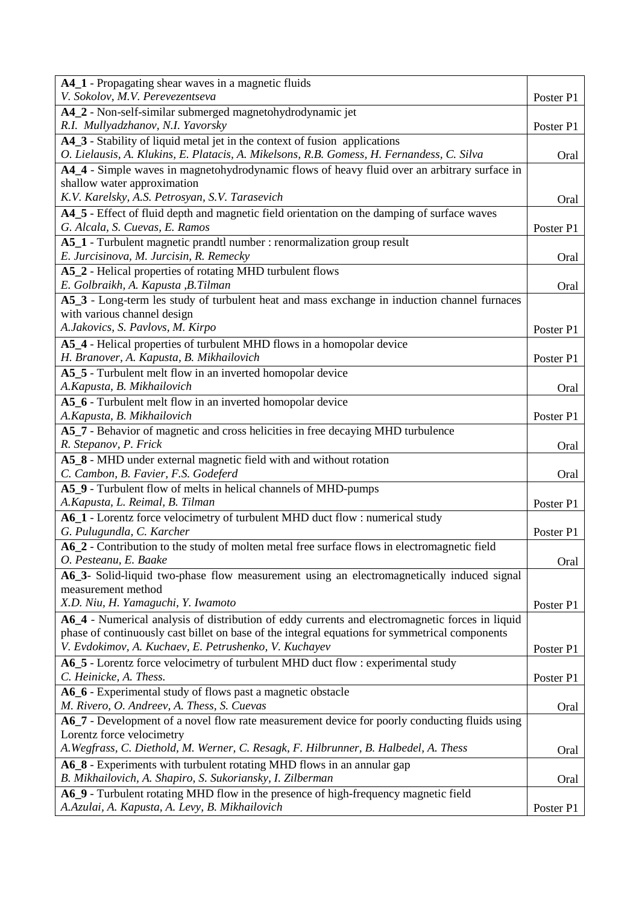| Paper | Presentation |
|---|---|
| **A4_1** - Propagating shear waves in a magnetic fluids<br>*V. Sokolov, M.V. Perevezentseva* | Poster P1 |
| **A4_2** - Non-self-similar submerged magnetohydrodynamic jet<br>*R.I. Mullyadzhanov, N.I. Yavorsky* | Poster P1 |
| **A4_3** - Stability of liquid metal jet in the context of fusion applications<br>*O. Lielausis, A. Klukins, E. Platacis, A. Mikelsons, R.B. Gomess, H. Fernandess, C. Silva* | Oral |
| **A4_4** - Simple waves in magnetohydrodynamic flows of heavy fluid over an arbitrary surface in shallow water approximation<br>*K.V. Karelsky, A.S. Petrosyan, S.V. Tarasevich* | Oral |
| **A4_5** - Effect of fluid depth and magnetic field orientation on the damping of surface waves<br>*G. Alcala, S. Cuevas, E. Ramos* | Poster P1 |
| **A5_1** - Turbulent magnetic prandtl number : renormalization group result<br>*E. Jurcisinova, M. Jurcisin, R. Remecky* | Oral |
| **A5_2** - Helical properties of rotating MHD turbulent flows<br>*E. Golbraikh, A. Kapusta ,B.Tilman* | Oral |
| **A5_3** - Long-term les study of turbulent heat and mass exchange in induction channel furnaces with various channel design<br>*A.Jakovics, S. Pavlovs, M. Kirpo* | Poster P1 |
| **A5_4** - Helical properties of turbulent MHD flows in a homopolar device<br>*H. Branover, A. Kapusta, B. Mikhailovich* | Poster P1 |
| **A5_5** - Turbulent melt flow in an inverted homopolar device<br>*A.Kapusta, B. Mikhailovich* | Oral |
| **A5_6** - Turbulent melt flow in an inverted homopolar device<br>*A.Kapusta, B. Mikhailovich* | Poster P1 |
| **A5_7** - Behavior of magnetic and cross helicities in free decaying MHD turbulence<br>*R. Stepanov, P. Frick* | Oral |
| **A5_8** - MHD under external magnetic field with and without rotation<br>*C. Cambon, B. Favier, F.S. Godeferd* | Oral |
| **A5_9** - Turbulent flow of melts in helical channels of MHD-pumps<br>*A.Kapusta, L. Reimal, B. Tilman* | Poster P1 |
| **A6_1** - Lorentz force velocimetry of turbulent MHD duct flow : numerical study<br>*G. Pulugundla, C. Karcher* | Poster P1 |
| **A6_2** - Contribution to the study of molten metal free surface flows in electromagnetic field<br>*O. Pesteanu, E. Baake* | Oral |
| **A6_3**- Solid-liquid two-phase flow measurement using an electromagnetically induced signal measurement method<br>*X.D. Niu, H. Yamaguchi, Y. Iwamoto* | Poster P1 |
| **A6_4** - Numerical analysis of distribution of eddy currents and electromagnetic forces in liquid phase of continuously cast billet on base of the integral equations for symmetrical components<br>*V. Evdokimov, A. Kuchaev, E. Petrushenko, V. Kuchayev* | Poster P1 |
| **A6_5** - Lorentz force velocimetry of turbulent MHD duct flow : experimental study<br>*C. Heinicke, A. Thess.* | Poster P1 |
| **A6_6** - Experimental study of flows past a magnetic obstacle<br>*M. Rivero, O. Andreev, A. Thess, S. Cuevas* | Oral |
| **A6_7** - Development of a novel flow rate measurement device for poorly conducting fluids using Lorentz force velocimetry<br>*A.Wegfrass, C. Diethold, M. Werner, C. Resagk, F. Hilbrunner, B. Halbedel, A. Thess* | Oral |
| **A6_8** - Experiments with turbulent rotating MHD flows in an annular gap<br>*B. Mikhailovich, A. Shapiro, S. Sukoriansky, I. Zilberman* | Oral |
| **A6_9** - Turbulent rotating MHD flow in the presence of high-frequency magnetic field<br>*A.Azulai, A. Kapusta, A. Levy, B. Mikhailovich* | Poster P1 |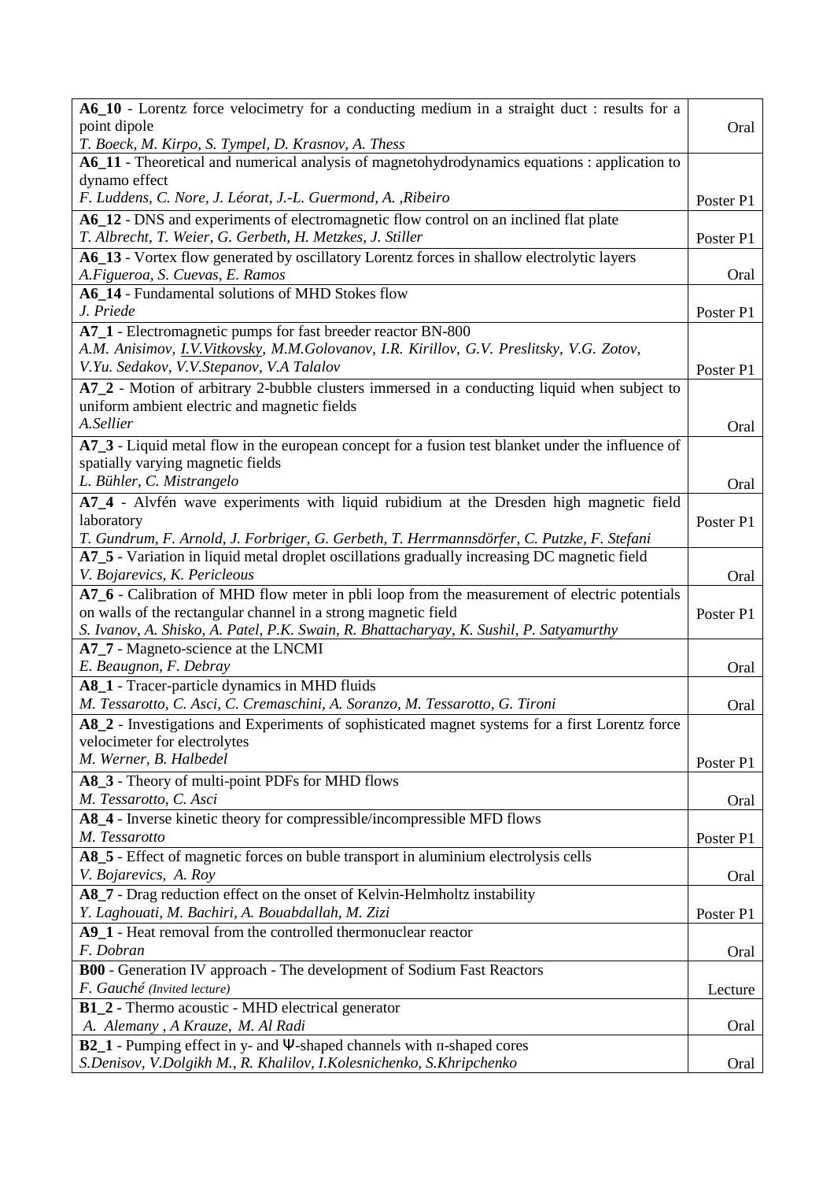| | |
|---|---|
| **A6_10** - Lorentz force velocimetry for a conducting medium in a straight duct : results for a point dipole<br>*T. Boeck, M. Kirpo, S. Tympel, D. Krasnov, A. Thess* | Oral |
| **A6_11** - Theoretical and numerical analysis of magnetohydrodynamics equations : application to dynamo effect<br>*F. Luddens, C. Nore, J. Léorat, J.-L. Guermond, A. ,Ribeiro* | Poster P1 |
| **A6_12** - DNS and experiments of electromagnetic flow control on an inclined flat plate<br>*T. Albrecht, T. Weier, G. Gerbeth, H. Metzkes, J. Stiller* | Poster P1 |
| **A6_13** - Vortex flow generated by oscillatory Lorentz forces in shallow electrolytic layers<br>*A.Figueroa, S. Cuevas, E. Ramos* | Oral |
| **A6_14** - Fundamental solutions of MHD Stokes flow<br>*J. Priede* | Poster P1 |
| **A7_1** - Electromagnetic pumps for fast breeder reactor BN-800<br>*A.M. Anisimov, I.V.Vitkovsky, M.M.Golovanov, I.R. Kirillov, G.V. Preslitsky, V.G. Zotov, V.Yu. Sedakov, V.V.Stepanov, V.A Talalov* | Poster P1 |
| **A7_2** - Motion of arbitrary 2-bubble clusters immersed in a conducting liquid when subject to uniform ambient electric and magnetic fields<br>*A.Sellier* | Oral |
| **A7_3** - Liquid metal flow in the european concept for a fusion test blanket under the influence of spatially varying magnetic fields<br>*L. Bühler, C. Mistrangelo* | Oral |
| **A7_4** - Alvfén wave experiments with liquid rubidium at the Dresden high magnetic field laboratory<br>*T. Gundrum, F. Arnold, J. Forbriger, G. Gerbeth, T. Herrmannsdörfer, C. Putzke, F. Stefani* | Poster P1 |
| **A7_5** - Variation in liquid metal droplet oscillations gradually increasing DC magnetic field<br>*V. Bojarevics, K. Pericleous* | Oral |
| **A7_6** - Calibration of MHD flow meter in pbli loop from the measurement of electric potentials on walls of the rectangular channel in a strong magnetic field<br>*S. Ivanov, A. Shisko, A. Patel, P.K. Swain, R. Bhattacharyay, K. Sushil, P. Satyamurthy* | Poster P1 |
| **A7_7** - Magneto-science at the LNCMI<br>*E. Beaugnon, F. Debray* | Oral |
| **A8_1** - Tracer-particle dynamics in MHD fluids<br>*M. Tessarotto, C. Asci, C. Cremaschini, A. Soranzo, M. Tessarotto, G. Tironi* | Oral |
| **A8_2** - Investigations and Experiments of sophisticated magnet systems for a first Lorentz force velocimeter for electrolytes<br>*M. Werner, B. Halbedel* | Poster P1 |
| **A8_3** - Theory of multi-point PDFs for MHD flows<br>*M. Tessarotto, C. Asci* | Oral |
| **A8_4** - Inverse kinetic theory for compressible/incompressible MFD flows<br>*M. Tessarotto* | Poster P1 |
| **A8_5** - Effect of magnetic forces on buble transport in aluminium electrolysis cells<br>*V. Bojarevics, A. Roy* | Oral |
| **A8_7** - Drag reduction effect on the onset of Kelvin-Helmholtz instability<br>*Y. Laghouati, M. Bachiri, A. Bouabdallah, M. Zizi* | Poster P1 |
| **A9_1** - Heat removal from the controlled thermonuclear reactor<br>*F. Dobran* | Oral |
| **B00** - Generation IV approach - The development of Sodium Fast Reactors<br>*F. Gauché (Invited lecture)* | Lecture |
| **B1_2** - Thermo acoustic - MHD electrical generator<br>*A. Alemany , A Krauze, M. Al Radi* | Oral |
| **B2_1** - Pumping effect in y- and Ψ-shaped channels with п-shaped cores<br>*S.Denisov, V.Dolgikh M., R. Khalilov, I.Kolesnichenko, S.Khripchenko* | Oral |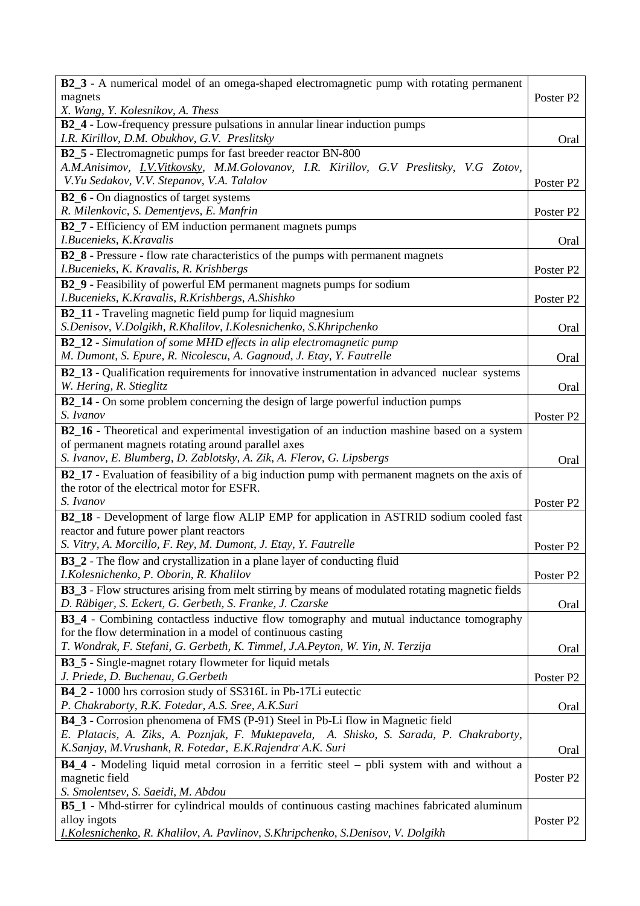| | |
|---|---|
| **B2_3** - A numerical model of an omega-shaped electromagnetic pump with rotating permanent magnets<br>*X. Wang, Y. Kolesnikov, A. Thess* | Poster P2 |
| **B2_4** - Low-frequency pressure pulsations in annular linear induction pumps<br>*I.R. Kirillov, D.M. Obukhov, G.V. Preslitsky* | Oral |
| **B2_5** - Electromagnetic pumps for fast breeder reactor BN-800<br>*A.M.Anisimov, <u>I.V.Vitkovsky</u>, M.M.Golovanov, I.R. Kirillov, G.V Preslitsky, V.G Zotov, V.Yu Sedakov, V.V. Stepanov, V.A. Talalov* | Poster P2 |
| **B2_6** - On diagnostics of target systems<br>*R. Milenkovic, S. Dementjevs, E. Manfrin* | Poster P2 |
| **B2_7** - Efficiency of EM induction permanent magnets pumps<br>*I.Bucenieks, K.Kravalis* | Oral |
| **B2_8** - Pressure - flow rate characteristics of the pumps with permanent magnets<br>*I.Bucenieks, K. Kravalis, R. Krishbergs* | Poster P2 |
| **B2_9** - Feasibility of powerful EM permanent magnets pumps for sodium<br>*I.Bucenieks, K.Kravalis, R.Krishbergs, A.Shishko* | Poster P2 |
| **B2_11** - Traveling magnetic field pump for liquid magnesium<br>*S.Denisov, V.Dolgikh, R.Khalilov, I.Kolesnichenko, S.Khripchenko* | Oral |
| **B2_12** - *Simulation of some MHD effects in alip electromagnetic pump*<br>*M. Dumont, S. Epure, R. Nicolescu, A. Gagnoud, J. Etay, Y. Fautrelle* | Oral |
| **B2_13** - Qualification requirements for innovative instrumentation in advanced nuclear systems<br>*W. Hering, R. Stieglitz* | Oral |
| **B2_14** - On some problem concerning the design of large powerful induction pumps<br>*S. Ivanov* | Poster P2 |
| **B2_16** - Theoretical and experimental investigation of an induction mashine based on a system of permanent magnets rotating around parallel axes<br>*S. Ivanov, E. Blumberg, D. Zablotsky, A. Zik, A. Flerov, G. Lipsbergs* | Oral |
| **B2_17** - Evaluation of feasibility of a big induction pump with permanent magnets on the axis of the rotor of the electrical motor for ESFR.<br>*S. Ivanov* | Poster P2 |
| **B2_18** - Development of large flow ALIP EMP for application in ASTRID sodium cooled fast reactor and future power plant reactors<br>*S. Vitry, A. Morcillo, F. Rey, M. Dumont, J. Etay, Y. Fautrelle* | Poster P2 |
| **B3_2** - The flow and crystallization in a plane layer of conducting fluid<br>*I.Kolesnichenko, P. Oborin, R. Khalilov* | Poster P2 |
| **B3_3** - Flow structures arising from melt stirring by means of modulated rotating magnetic fields<br>*D. Räbiger, S. Eckert, G. Gerbeth, S. Franke, J. Czarske* | Oral |
| **B3_4** - Combining contactless inductive flow tomography and mutual inductance tomography for the flow determination in a model of continuous casting<br>*T. Wondrak, F. Stefani, G. Gerbeth, K. Timmel, J.A.Peyton, W. Yin, N. Terzija* | Oral |
| **B3_5** - Single-magnet rotary flowmeter for liquid metals<br>*J. Priede, D. Buchenau, G.Gerbeth* | Poster P2 |
| **B4_2** - 1000 hrs corrosion study of SS316L in Pb-17Li eutectic<br>*P. Chakraborty, R.K. Fotedar, A.S. Sree, A.K.Suri* | Oral |
| **B4_3** - Corrosion phenomena of FMS (P-91) Steel in Pb-Li flow in Magnetic field<br>*E. Platacis, A. Ziks, A. Poznjak, F. Muktepavela, A. Shisko, S. Sarada, P. Chakraborty, K.Sanjay, M.Vrushank, R. Fotedar, E.K.Rajendra, A.K. Suri* | Oral |
| **B4_4** - Modeling liquid metal corrosion in a ferritic steel – pbli system with and without a magnetic field<br>*S. Smolentsev, S. Saeidi, M. Abdou* | Poster P2 |
| **B5_1** - Mhd-stirrer for cylindrical moulds of continuous casting machines fabricated aluminum alloy ingots<br>*<u>I.Kolesnichenko</u>, R. Khalilov, A. Pavlinov, S.Khripchenko, S.Denisov, V. Dolgikh* | Poster P2 |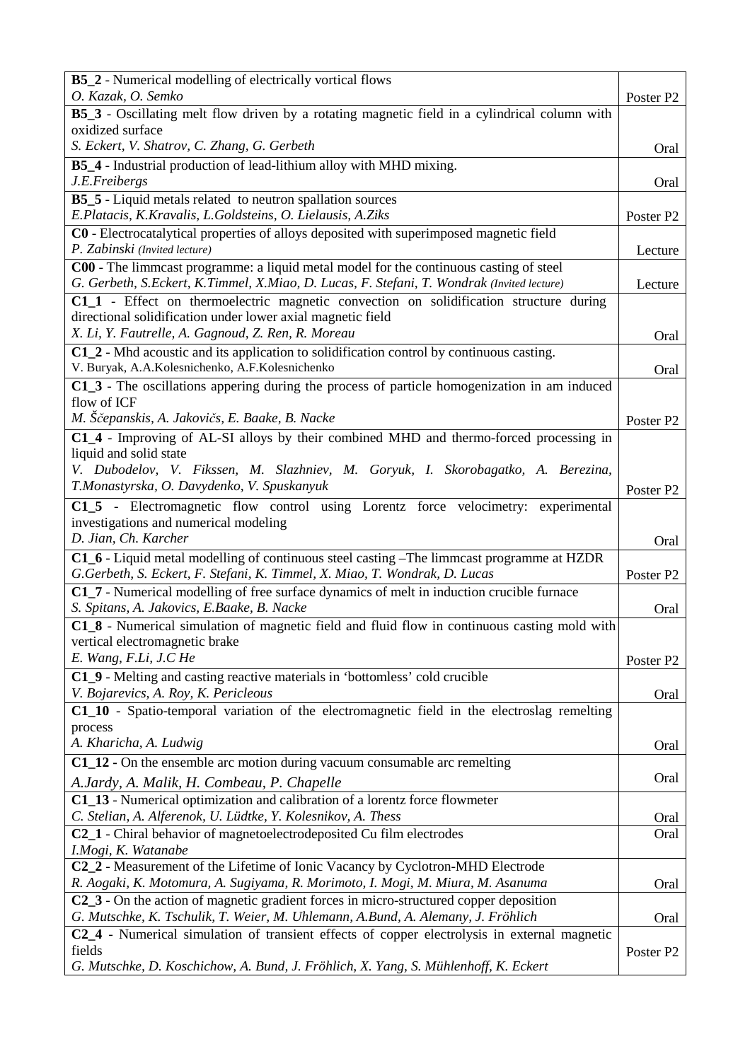| | |
|---|---|
| **B5_2** - Numerical modelling of electrically vortical flows<br>*O. Kazak, O. Semko* | Poster P2 |
| **B5_3** - Oscillating melt flow driven by a rotating magnetic field in a cylindrical column with oxidized surface<br>*S. Eckert, V. Shatrov, C. Zhang, G. Gerbeth* | Oral |
| **B5_4** - Industrial production of lead-lithium alloy with MHD mixing.<br>*J.E.Freibergs* | Oral |
| **B5_5** - Liquid metals related to neutron spallation sources<br>*E.Platacis, K.Kravalis, L.Goldsteins, O. Lielausis, A.Ziks* | Poster P2 |
| **C0** - Electrocatalytical properties of alloys deposited with superimposed magnetic field<br>*P. Zabinski (Invited lecture)* | Lecture |
| **C00** - The limmcast programme: a liquid metal model for the continuous casting of steel<br>*G. Gerbeth, S.Eckert, K.Timmel, X.Miao, D. Lucas, F. Stefani, T. Wondrak (Invited lecture)* | Lecture |
| **C1_1** - Effect on thermoelectric magnetic convection on solidification structure during directional solidification under lower axial magnetic field<br>*X. Li, Y. Fautrelle, A. Gagnoud, Z. Ren, R. Moreau* | Oral |
| **C1_2** - Mhd acoustic and its application to solidification control by continuous casting.<br>V. Buryak, A.A.Kolesnichenko, A.F.Kolesnichenko | Oral |
| **C1_3** - The oscillations appering during the process of particle homogenization in am induced flow of ICF<br>*M. Ščepanskis, A. Jakovičs, E. Baake, B. Nacke* | Poster P2 |
| **C1_4** - Improving of AL-SI alloys by their combined MHD and thermo-forced processing in liquid and solid state<br>*V. Dubodelov, V. Fikssen, M. Slazhniev, M. Goryuk, I. Skorobagatko, A. Berezina, T.Monastyrska, O. Davydenko, V. Spuskanyuk* | Poster P2 |
| **C1_5** - Electromagnetic flow control using Lorentz force velocimetry: experimental investigations and numerical modeling<br>*D. Jian, Ch. Karcher* | Oral |
| **C1_6** - Liquid metal modelling of continuous steel casting –The limmcast programme at HZDR<br>*G.Gerbeth, S. Eckert, F. Stefani, K. Timmel, X. Miao, T. Wondrak, D. Lucas* | Poster P2 |
| **C1_7** - Numerical modelling of free surface dynamics of melt in induction crucible furnace<br>*S. Spitans, A. Jakovics, E.Baake, B. Nacke* | Oral |
| **C1_8** - Numerical simulation of magnetic field and fluid flow in continuous casting mold with vertical electromagnetic brake<br>*E. Wang, F.Li, J.C He* | Poster P2 |
| **C1_9** - Melting and casting reactive materials in 'bottomless' cold crucible<br>*V. Bojarevics, A. Roy, K. Pericleous* | Oral |
| **C1_10** - Spatio-temporal variation of the electromagnetic field in the electroslag remelting process<br>*A. Kharicha, A. Ludwig* | Oral |
| **C1_12 -** On the ensemble arc motion during vacuum consumable arc remelting<br>*A.Jardy, A. Malik, H. Combeau, P. Chapelle* | Oral |
| **C1_13** - Numerical optimization and calibration of a lorentz force flowmeter<br>*C. Stelian, A. Alferenok, U. Lüdtke, Y. Kolesnikov, A. Thess* | Oral |
| **C2_1** - Chiral behavior of magnetoelectrodeposited Cu film electrodes<br>*I.Mogi, K. Watanabe* | Oral |
| **C2_2** - Measurement of the Lifetime of Ionic Vacancy by Cyclotron-MHD Electrode<br>*R. Aogaki, K. Motomura, A. Sugiyama, R. Morimoto, I. Mogi, M. Miura, M. Asanuma* | Oral |
| **C2_3** - On the action of magnetic gradient forces in micro-structured copper deposition<br>*G. Mutschke, K. Tschulik, T. Weier, M. Uhlemann, A.Bund, A. Alemany, J. Fröhlich* | Oral |
| **C2_4** - Numerical simulation of transient effects of copper electrolysis in external magnetic fields<br>*G. Mutschke, D. Koschichow, A. Bund, J. Fröhlich, X. Yang, S. Mühlenhoff, K. Eckert* | Poster P2 |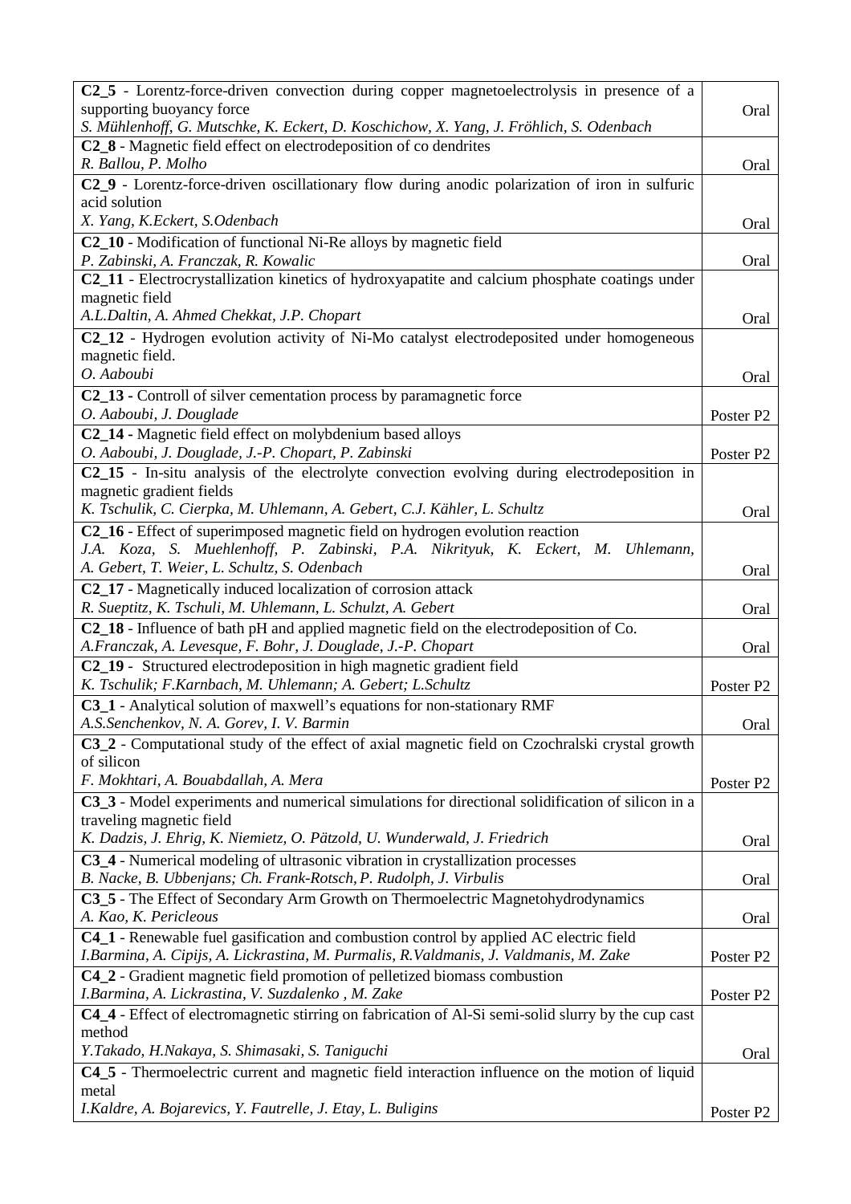| | |
|---|---|
| **C2_5** - Lorentz-force-driven convection during copper magnetoelectrolysis in presence of a supporting buoyancy force<br>*S. Mühlenhoff, G. Mutschke, K. Eckert, D. Koschichow, X. Yang, J. Fröhlich, S. Odenbach* | Oral |
| **C2_8** - Magnetic field effect on electrodeposition of co dendrites<br>*R. Ballou, P. Molho* | Oral |
| **C2_9** - Lorentz-force-driven oscillationary flow during anodic polarization of iron in sulfuric acid solution<br>*X. Yang, K.Eckert, S.Odenbach* | Oral |
| **C2_10** - Modification of functional Ni-Re alloys by magnetic field<br>*P. Zabinski, A. Franczak, R. Kowalic* | Oral |
| **C2_11** - Electrocrystallization kinetics of hydroxyapatite and calcium phosphate coatings under magnetic field<br>*A.L.Daltin, A. Ahmed Chekkat, J.P. Chopart* | Oral |
| **C2_12** - Hydrogen evolution activity of Ni-Mo catalyst electrodeposited under homogeneous magnetic field.<br>*O. Aaboubi* | Oral |
| **C2_13 -** Controll of silver cementation process by paramagnetic force<br>*O. Aaboubi, J. Douglade* | Poster P2 |
| **C2_14 -** Magnetic field effect on molybdenium based alloys<br>*O. Aaboubi, J. Douglade, J.-P. Chopart, P. Zabinski* | Poster P2 |
| **C2_15** - In-situ analysis of the electrolyte convection evolving during electrodeposition in magnetic gradient fields<br>*K. Tschulik, C. Cierpka, M. Uhlemann, A. Gebert, C.J. Kähler, L. Schultz* | Oral |
| **C2_16** - Effect of superimposed magnetic field on hydrogen evolution reaction<br>*J.A. Koza, S. Muehlenhoff, P. Zabinski, P.A. Nikrityuk, K. Eckert, M. Uhlemann, A. Gebert, T. Weier, L. Schultz, S. Odenbach* | Oral |
| **C2_17** - Magnetically induced localization of corrosion attack<br>*R. Sueptitz, K. Tschuli, M. Uhlemann, L. Schulzt, A. Gebert* | Oral |
| **C2_18** - Influence of bath pH and applied magnetic field on the electrodeposition of Co.<br>*A.Franczak, A. Levesque, F. Bohr, J. Douglade, J.-P. Chopart* | Oral |
| **C2_19** - Structured electrodeposition in high magnetic gradient field<br>*K. Tschulik; F.Karnbach, M. Uhlemann; A. Gebert; L.Schultz* | Poster P2 |
| **C3_1** - Analytical solution of maxwell's equations for non-stationary RMF<br>*A.S.Senchenkov, N. A. Gorev, I. V. Barmin* | Oral |
| **C3_2** - Computational study of the effect of axial magnetic field on Czochralski crystal growth of silicon<br>*F. Mokhtari, A. Bouabdallah, A. Mera* | Poster P2 |
| **C3_3** - Model experiments and numerical simulations for directional solidification of silicon in a traveling magnetic field<br>*K. Dadzis, J. Ehrig, K. Niemietz, O. Pätzold, U. Wunderwald, J. Friedrich* | Oral |
| **C3_4** - Numerical modeling of ultrasonic vibration in crystallization processes<br>*B. Nacke, B. Ubbenjans; Ch. Frank-Rotsch, P. Rudolph, J. Virbulis* | Oral |
| **C3_5** - The Effect of Secondary Arm Growth on Thermoelectric Magnetohydrodynamics<br>*A. Kao, K. Pericleous* | Oral |
| **C4_1** - Renewable fuel gasification and combustion control by applied AC electric field<br>*I.Barmina, A. Cipijs, A. Lickrastina, M. Purmalis, R.Valdmanis, J. Valdmanis, M. Zake* | Poster P2 |
| **C4_2** - Gradient magnetic field promotion of pelletized biomass combustion<br>*I.Barmina, A. Lickrastina, V. Suzdalenko , M. Zake* | Poster P2 |
| **C4_4** - Effect of electromagnetic stirring on fabrication of Al-Si semi-solid slurry by the cup cast method<br>*Y.Takado, H.Nakaya, S. Shimasaki, S. Taniguchi* | Oral |
| **C4_5** - Thermoelectric current and magnetic field interaction influence on the motion of liquid metal<br>*I.Kaldre, A. Bojarevics, Y. Fautrelle, J. Etay, L. Buligins* | Poster P2 |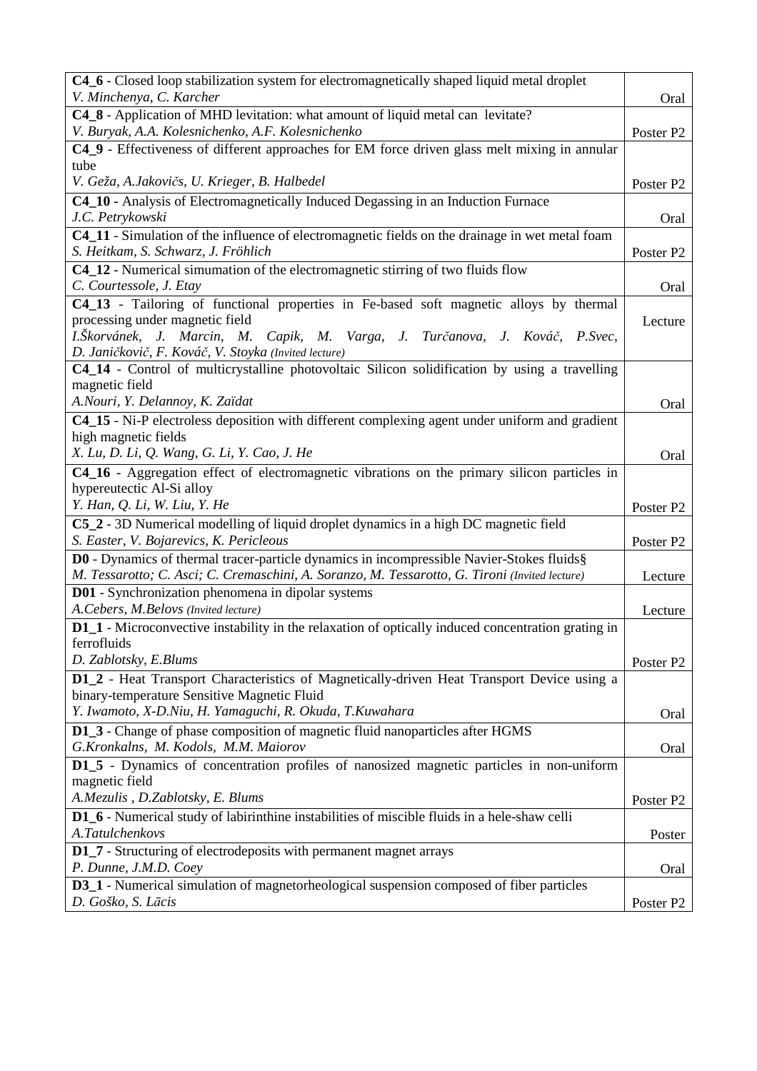| | |
|---|---|
| **C4_6** - Closed loop stabilization system for electromagnetically shaped liquid metal droplet<br>*V. Minchenya, C. Karcher* | Oral |
| **C4_8** - Application of MHD levitation: what amount of liquid metal can levitate?<br>*V. Buryak, A.A. Kolesnichenko, A.F. Kolesnichenko* | Poster P2 |
| **C4_9** - Effectiveness of different approaches for EM force driven glass melt mixing in annular tube<br>*V. Geža, A.Jakovičs, U. Krieger, B. Halbedel* | Poster P2 |
| **C4_10** - Analysis of Electromagnetically Induced Degassing in an Induction Furnace<br>*J.C. Petrykowski* | Oral |
| **C4_11** - Simulation of the influence of electromagnetic fields on the drainage in wet metal foam<br>*S. Heitkam, S. Schwarz, J. Fröhlich* | Poster P2 |
| **C4_12** - Numerical simumation of the electromagnetic stirring of two fluids flow<br>*C. Courtessole, J. Etay* | Oral |
| **C4_13** - Tailoring of functional properties in Fe-based soft magnetic alloys by thermal processing under magnetic field<br>*I.Škorvánek, J. Marcin, M. Capik, M. Varga, J. Turčanova, J. Kováč, P.Svec, D. Janičkovič, F. Kováč, V. Stoyka (Invited lecture)* | Lecture |
| **C4_14** - Control of multicrystalline photovoltaic Silicon solidification by using a travelling magnetic field<br>*A.Nouri, Y. Delannoy, K. Zaïdat* | Oral |
| **C4_15** - Ni-P electroless deposition with different complexing agent under uniform and gradient high magnetic fields<br>*X. Lu, D. Li, Q. Wang, G. Li, Y. Cao, J. He* | Oral |
| **C4_16** - Aggregation effect of electromagnetic vibrations on the primary silicon particles in hypereutectic Al-Si alloy<br>*Y. Han, Q. Li, W. Liu, Y. He* | Poster P2 |
| **C5_2** - 3D Numerical modelling of liquid droplet dynamics in a high DC magnetic field<br>*S. Easter, V. Bojarevics, K. Pericleous* | Poster P2 |
| **D0** - Dynamics of thermal tracer-particle dynamics in incompressible Navier-Stokes fluids§<br>*M. Tessarotto; C. Asci; C. Cremaschini, A. Soranzo, M. Tessarotto, G. Tironi (Invited lecture)* | Lecture |
| **D01** - Synchronization phenomena in dipolar systems<br>*A.Cebers, M.Belovs (Invited lecture)* | Lecture |
| **D1_1** - Microconvective instability in the relaxation of optically induced concentration grating in ferrofluids<br>*D. Zablotsky, E.Blums* | Poster P2 |
| **D1_2** - Heat Transport Characteristics of Magnetically-driven Heat Transport Device using a binary-temperature Sensitive Magnetic Fluid<br>*Y. Iwamoto, X-D.Niu, H. Yamaguchi, R. Okuda, T.Kuwahara* | Oral |
| **D1_3** - Change of phase composition of magnetic fluid nanoparticles after HGMS<br>*G.Kronkalns, M. Kodols, M.M. Maiorov* | Oral |
| **D1_5** - Dynamics of concentration profiles of nanosized magnetic particles in non-uniform magnetic field<br>*A.Mezulis , D.Zablotsky, E. Blums* | Poster P2 |
| **D1_6** - Numerical study of labirinthine instabilities of miscible fluids in a hele-shaw celli<br>*A.Tatulchenkovs* | Poster |
| **D1_7** - Structuring of electrodeposits with permanent magnet arrays<br>*P. Dunne, J.M.D. Coey* | Oral |
| **D3_1** - Numerical simulation of magnetorheological suspension composed of fiber particles<br>*D. Goško, S. Lācis* | Poster P2 |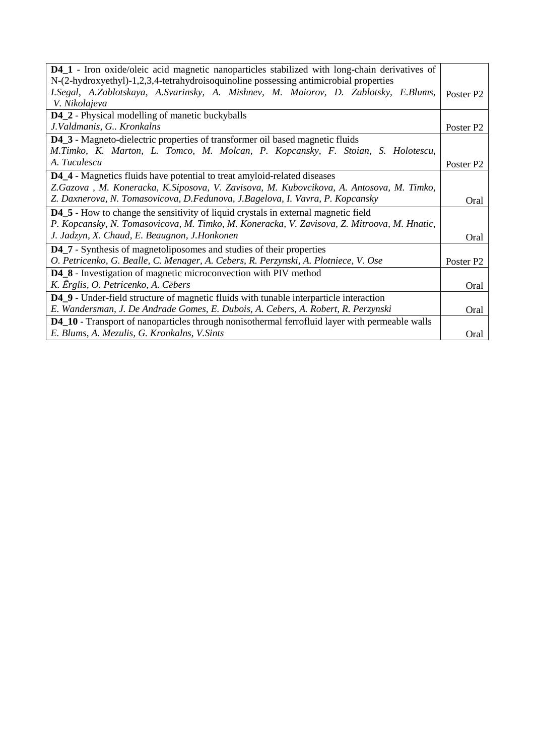| | |
|---|---|
| **D4_1** - Iron oxide/oleic acid magnetic nanoparticles stabilized with long-chain derivatives of N-(2-hydroxyethyl)-1,2,3,4-tetrahydroisoquinoline possessing antimicrobial properties<br>*I.Segal, A.Zablotskaya, A.Svarinsky, A. Mishnev, M. Maiorov, D. Zablotsky, E.Blums, V. Nikolajeva* | Poster P2 |
| **D4_2** - Physical modelling of manetic buckyballs<br>*J.Valdmanis, G.. Kronkalns* | Poster P2 |
| **D4_3** - Magneto-dielectric properties of transformer oil based magnetic fluids<br>*M.Timko, K. Marton, L. Tomco, M. Molcan, P. Kopcansky, F. Stoian, S. Holotescu, A. Tuculescu* | Poster P2 |
| **D4_4** - Magnetics fluids have potential to treat amyloid-related diseases<br>*Z.Gazova , M. Koneracka, K.Siposova, V. Zavisova, M. Kubovcikova, A. Antosova, M. Timko, Z. Daxnerova, N. Tomasovicova, D.Fedunova, J.Bagelova, I. Vavra, P. Kopcansky* | Oral |
| **D4_5** - How to change the sensitivity of liquid crystals in external magnetic field<br>*P. Kopcansky, N. Tomasovicova, M. Timko, M. Koneracka, V. Zavisova, Z. Mitroova, M. Hnatic, J. Jadzyn, X. Chaud, E. Beaugnon, J.Honkonen* | Oral |
| **D4_7** - Synthesis of magnetoliposomes and studies of their properties<br>*O. Petricenko, G. Bealle, C. Menager, A. Cebers, R. Perzynski, A. Plotniece, V. Ose* | Poster P2 |
| **D4_8** - Investigation of magnetic microconvection with PIV method<br>*K. Ērglis, O. Petricenko, A. Cēbers* | Oral |
| **D4_9** - Under-field structure of magnetic fluids with tunable interparticle interaction<br>*E. Wandersman, J. De Andrade Gomes, E. Dubois, A. Cebers, A. Robert, R. Perzynski* | Oral |
| **D4_10** - Transport of nanoparticles through nonisothermal ferrofluid layer with permeable walls<br>*E. Blums, A. Mezulis, G. Kronkalns, V.Sints* | Oral |